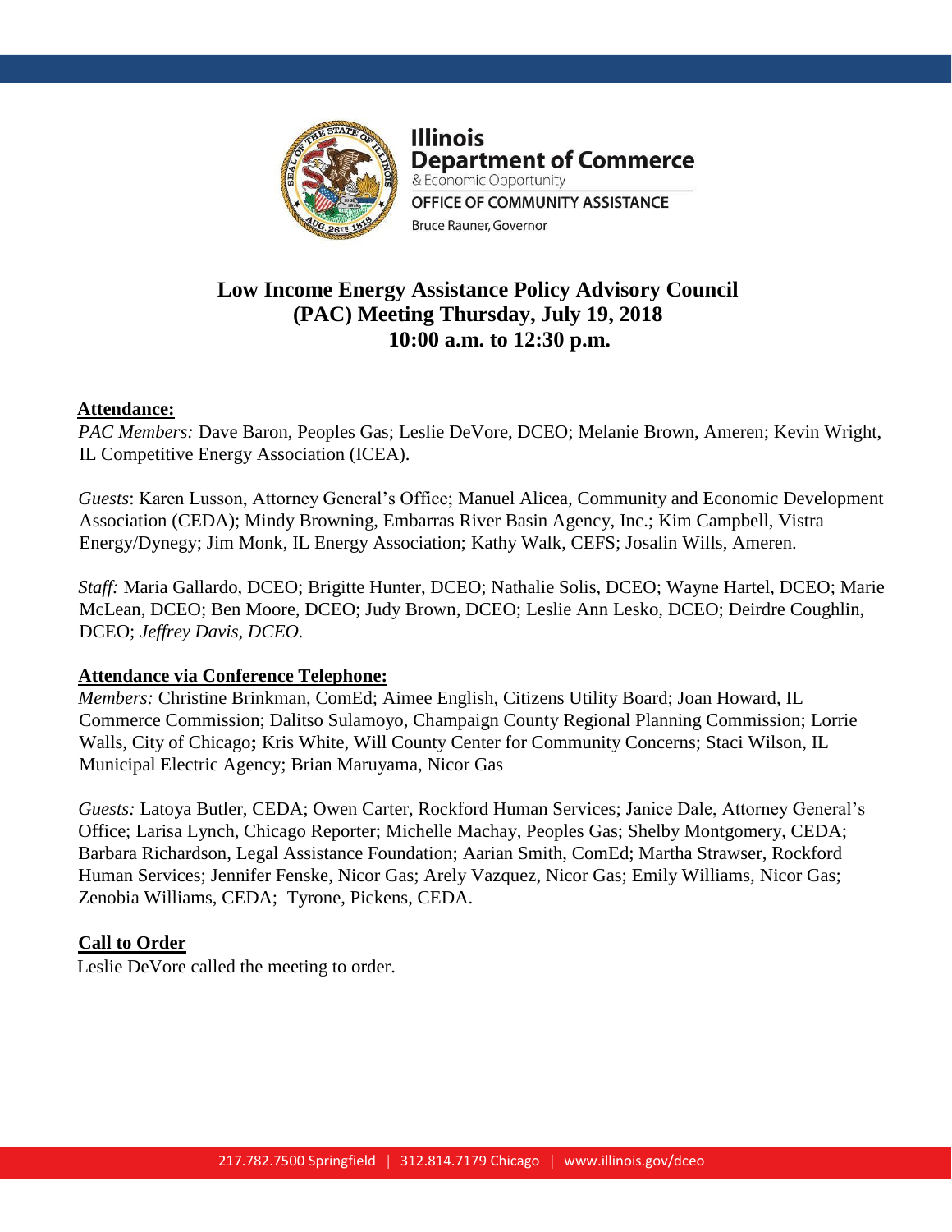**Illinois Department of Commerce**
& Economic Opportunity
**OFFICE OF COMMUNITY ASSISTANCE**
Bruce Rauner, Governor

# Low Income Energy Assistance Policy Advisory Council (PAC) Meeting Thursday, July 19, 2018 10:00 a.m. to 12:30 p.m.

**Attendance:**

*PAC Members:* Dave Baron, Peoples Gas; Leslie DeVore, DCEO; Melanie Brown, Ameren; Kevin Wright, IL Competitive Energy Association (ICEA).

*Guests*: Karen Lusson, Attorney General's Office; Manuel Alicea, Community and Economic Development Association (CEDA); Mindy Browning, Embarras River Basin Agency, Inc.; Kim Campbell, Vistra Energy/Dynegy; Jim Monk, IL Energy Association; Kathy Walk, CEFS; Josalin Wills, Ameren.

*Staff:* Maria Gallardo, DCEO; Brigitte Hunter, DCEO; Nathalie Solis, DCEO; Wayne Hartel, DCEO; Marie McLean, DCEO; Ben Moore, DCEO; Judy Brown, DCEO; Leslie Ann Lesko, DCEO; Deirdre Coughlin, DCEO; *Jeffrey Davis, DCEO.*

**Attendance via Conference Telephone:**

*Members:* Christine Brinkman, ComEd; Aimee English, Citizens Utility Board; Joan Howard, IL Commerce Commission; Dalitso Sulamoyo, Champaign County Regional Planning Commission; Lorrie Walls, City of Chicago**;** Kris White, Will County Center for Community Concerns; Staci Wilson, IL Municipal Electric Agency; Brian Maruyama, Nicor Gas

*Guests:* Latoya Butler, CEDA; Owen Carter, Rockford Human Services; Janice Dale, Attorney General's Office; Larisa Lynch, Chicago Reporter; Michelle Machay, Peoples Gas; Shelby Montgomery, CEDA; Barbara Richardson, Legal Assistance Foundation; Aarian Smith, ComEd; Martha Strawser, Rockford Human Services; Jennifer Fenske, Nicor Gas; Arely Vazquez, Nicor Gas; Emily Williams, Nicor Gas; Zenobia Williams, CEDA; Tyrone, Pickens, CEDA.

**Call to Order**

Leslie DeVore called the meeting to order.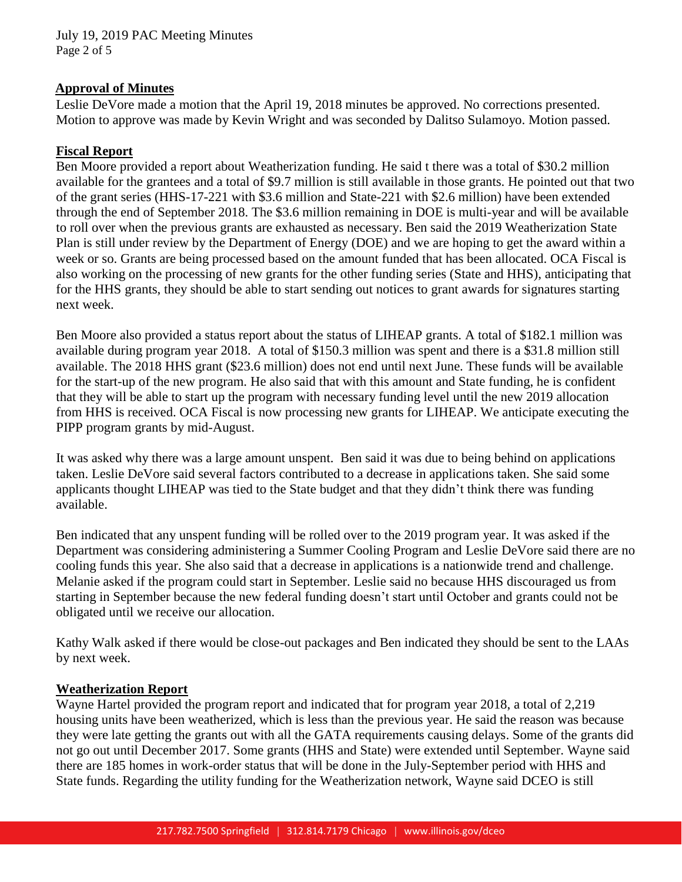## Approval of Minutes

Leslie DeVore made a motion that the April 19, 2018 minutes be approved. No corrections presented. Motion to approve was made by Kevin Wright and was seconded by Dalitso Sulamoyo. Motion passed.

## Fiscal Report

Ben Moore provided a report about Weatherization funding. He said t there was a total of $30.2 million available for the grantees and a total of $9.7 million is still available in those grants. He pointed out that two of the grant series (HHS-17-221 with $3.6 million and State-221 with $2.6 million) have been extended through the end of September 2018. The $3.6 million remaining in DOE is multi-year and will be available to roll over when the previous grants are exhausted as necessary. Ben said the 2019 Weatherization State Plan is still under review by the Department of Energy (DOE) and we are hoping to get the award within a week or so. Grants are being processed based on the amount funded that has been allocated. OCA Fiscal is also working on the processing of new grants for the other funding series (State and HHS), anticipating that for the HHS grants, they should be able to start sending out notices to grant awards for signatures starting next week.

Ben Moore also provided a status report about the status of LIHEAP grants. A total of $182.1 million was available during program year 2018. A total of $150.3 million was spent and there is a $31.8 million still available. The 2018 HHS grant ($23.6 million) does not end until next June. These funds will be available for the start-up of the new program. He also said that with this amount and State funding, he is confident that they will be able to start up the program with necessary funding level until the new 2019 allocation from HHS is received. OCA Fiscal is now processing new grants for LIHEAP. We anticipate executing the PIPP program grants by mid-August.

It was asked why there was a large amount unspent. Ben said it was due to being behind on applications taken. Leslie DeVore said several factors contributed to a decrease in applications taken. She said some applicants thought LIHEAP was tied to the State budget and that they didn't think there was funding available.

Ben indicated that any unspent funding will be rolled over to the 2019 program year. It was asked if the Department was considering administering a Summer Cooling Program and Leslie DeVore said there are no cooling funds this year. She also said that a decrease in applications is a nationwide trend and challenge. Melanie asked if the program could start in September. Leslie said no because HHS discouraged us from starting in September because the new federal funding doesn't start until October and grants could not be obligated until we receive our allocation.

Kathy Walk asked if there would be close-out packages and Ben indicated they should be sent to the LAAs by next week.

## Weatherization Report

Wayne Hartel provided the program report and indicated that for program year 2018, a total of 2,219 housing units have been weatherized, which is less than the previous year. He said the reason was because they were late getting the grants out with all the GATA requirements causing delays. Some of the grants did not go out until December 2017. Some grants (HHS and State) were extended until September. Wayne said there are 185 homes in work-order status that will be done in the July-September period with HHS and State funds. Regarding the utility funding for the Weatherization network, Wayne said DCEO is still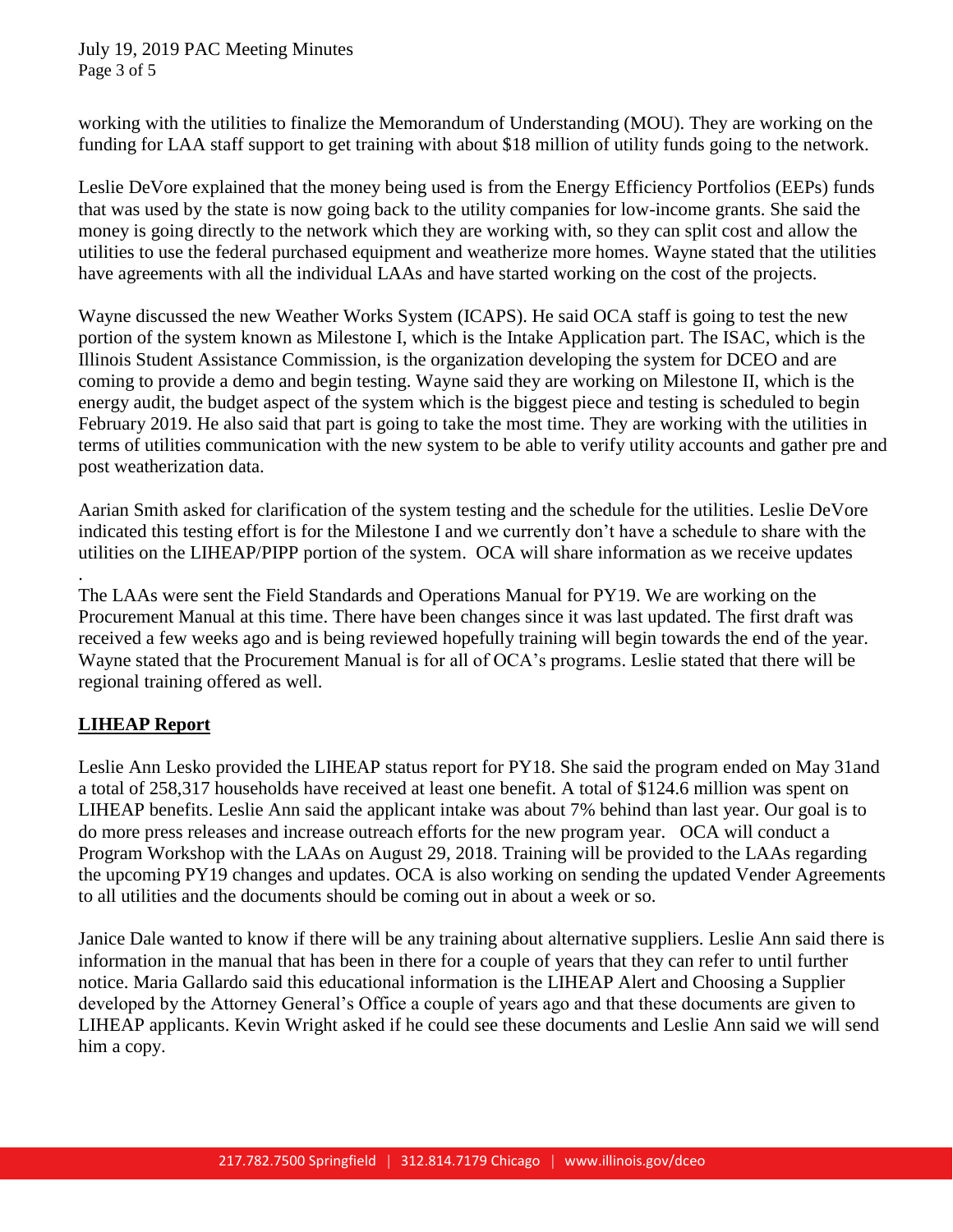working with the utilities to finalize the Memorandum of Understanding (MOU). They are working on the funding for LAA staff support to get training with about $18 million of utility funds going to the network.

Leslie DeVore explained that the money being used is from the Energy Efficiency Portfolios (EEPs) funds that was used by the state is now going back to the utility companies for low-income grants. She said the money is going directly to the network which they are working with, so they can split cost and allow the utilities to use the federal purchased equipment and weatherize more homes. Wayne stated that the utilities have agreements with all the individual LAAs and have started working on the cost of the projects.

Wayne discussed the new Weather Works System (ICAPS). He said OCA staff is going to test the new portion of the system known as Milestone I, which is the Intake Application part. The ISAC, which is the Illinois Student Assistance Commission, is the organization developing the system for DCEO and are coming to provide a demo and begin testing. Wayne said they are working on Milestone II, which is the energy audit, the budget aspect of the system which is the biggest piece and testing is scheduled to begin February 2019. He also said that part is going to take the most time. They are working with the utilities in terms of utilities communication with the new system to be able to verify utility accounts and gather pre and post weatherization data.

Aarian Smith asked for clarification of the system testing and the schedule for the utilities. Leslie DeVore indicated this testing effort is for the Milestone I and we currently don't have a schedule to share with the utilities on the LIHEAP/PIPP portion of the system. OCA will share information as we receive updates
.
The LAAs were sent the Field Standards and Operations Manual for PY19. We are working on the Procurement Manual at this time. There have been changes since it was last updated. The first draft was received a few weeks ago and is being reviewed hopefully training will begin towards the end of the year. Wayne stated that the Procurement Manual is for all of OCA's programs. Leslie stated that there will be regional training offered as well.

## LIHEAP Report

Leslie Ann Lesko provided the LIHEAP status report for PY18. She said the program ended on May 31and a total of 258,317 households have received at least one benefit. A total of $124.6 million was spent on LIHEAP benefits. Leslie Ann said the applicant intake was about 7% behind than last year. Our goal is to do more press releases and increase outreach efforts for the new program year. OCA will conduct a Program Workshop with the LAAs on August 29, 2018. Training will be provided to the LAAs regarding the upcoming PY19 changes and updates. OCA is also working on sending the updated Vender Agreements to all utilities and the documents should be coming out in about a week or so.

Janice Dale wanted to know if there will be any training about alternative suppliers. Leslie Ann said there is information in the manual that has been in there for a couple of years that they can refer to until further notice. Maria Gallardo said this educational information is the LIHEAP Alert and Choosing a Supplier developed by the Attorney General's Office a couple of years ago and that these documents are given to LIHEAP applicants. Kevin Wright asked if he could see these documents and Leslie Ann said we will send him a copy.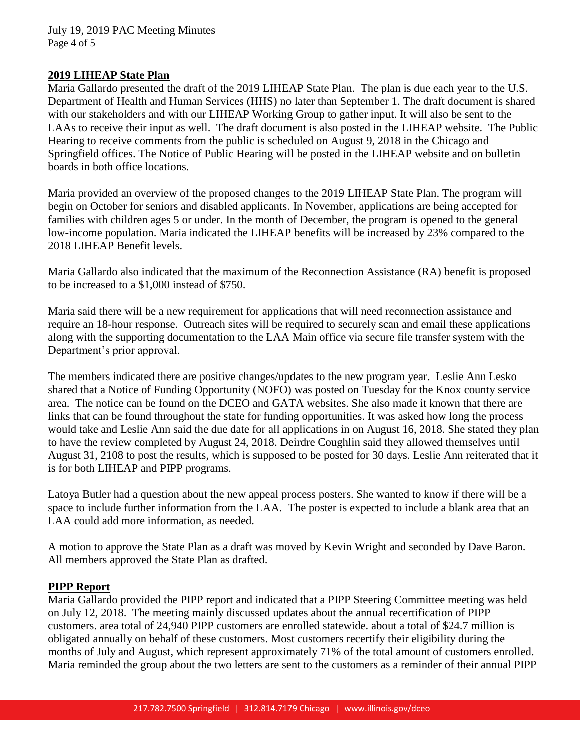**2019 LIHEAP State Plan**

Maria Gallardo presented the draft of the 2019 LIHEAP State Plan. The plan is due each year to the U.S. Department of Health and Human Services (HHS) no later than September 1. The draft document is shared with our stakeholders and with our LIHEAP Working Group to gather input. It will also be sent to the LAAs to receive their input as well. The draft document is also posted in the LIHEAP website. The Public Hearing to receive comments from the public is scheduled on August 9, 2018 in the Chicago and Springfield offices. The Notice of Public Hearing will be posted in the LIHEAP website and on bulletin boards in both office locations.

Maria provided an overview of the proposed changes to the 2019 LIHEAP State Plan. The program will begin on October for seniors and disabled applicants. In November, applications are being accepted for families with children ages 5 or under. In the month of December, the program is opened to the general low-income population. Maria indicated the LIHEAP benefits will be increased by 23% compared to the 2018 LIHEAP Benefit levels.

Maria Gallardo also indicated that the maximum of the Reconnection Assistance (RA) benefit is proposed to be increased to a $1,000 instead of $750.

Maria said there will be a new requirement for applications that will need reconnection assistance and require an 18-hour response. Outreach sites will be required to securely scan and email these applications along with the supporting documentation to the LAA Main office via secure file transfer system with the Department's prior approval.

The members indicated there are positive changes/updates to the new program year. Leslie Ann Lesko shared that a Notice of Funding Opportunity (NOFO) was posted on Tuesday for the Knox county service area. The notice can be found on the DCEO and GATA websites. She also made it known that there are links that can be found throughout the state for funding opportunities. It was asked how long the process would take and Leslie Ann said the due date for all applications in on August 16, 2018. She stated they plan to have the review completed by August 24, 2018. Deirdre Coughlin said they allowed themselves until August 31, 2108 to post the results, which is supposed to be posted for 30 days. Leslie Ann reiterated that it is for both LIHEAP and PIPP programs.

Latoya Butler had a question about the new appeal process posters. She wanted to know if there will be a space to include further information from the LAA. The poster is expected to include a blank area that an LAA could add more information, as needed.

A motion to approve the State Plan as a draft was moved by Kevin Wright and seconded by Dave Baron. All members approved the State Plan as drafted.

**PIPP Report**

Maria Gallardo provided the PIPP report and indicated that a PIPP Steering Committee meeting was held on July 12, 2018. The meeting mainly discussed updates about the annual recertification of PIPP customers. area total of 24,940 PIPP customers are enrolled statewide. about a total of $24.7 million is obligated annually on behalf of these customers. Most customers recertify their eligibility during the months of July and August, which represent approximately 71% of the total amount of customers enrolled. Maria reminded the group about the two letters are sent to the customers as a reminder of their annual PIPP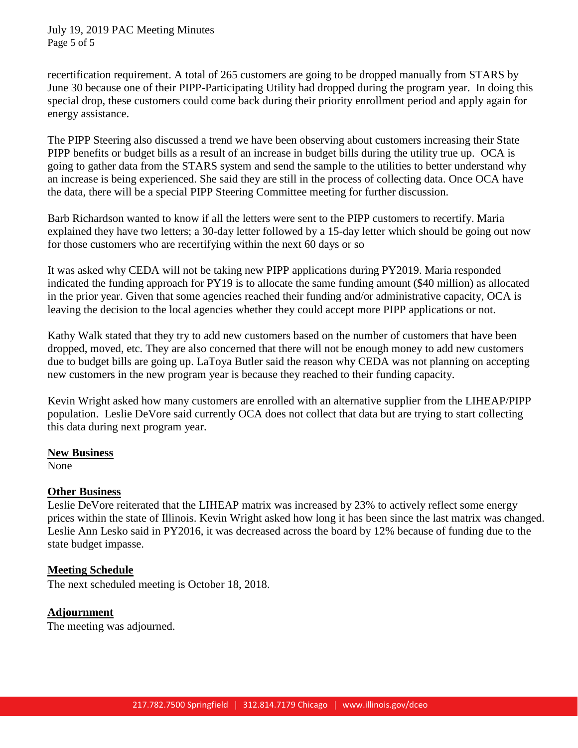recertification requirement. A total of 265 customers are going to be dropped manually from STARS by June 30 because one of their PIPP-Participating Utility had dropped during the program year. In doing this special drop, these customers could come back during their priority enrollment period and apply again for energy assistance.

The PIPP Steering also discussed a trend we have been observing about customers increasing their State PIPP benefits or budget bills as a result of an increase in budget bills during the utility true up. OCA is going to gather data from the STARS system and send the sample to the utilities to better understand why an increase is being experienced. She said they are still in the process of collecting data. Once OCA have the data, there will be a special PIPP Steering Committee meeting for further discussion.

Barb Richardson wanted to know if all the letters were sent to the PIPP customers to recertify. Maria explained they have two letters; a 30-day letter followed by a 15-day letter which should be going out now for those customers who are recertifying within the next 60 days or so

It was asked why CEDA will not be taking new PIPP applications during PY2019. Maria responded indicated the funding approach for PY19 is to allocate the same funding amount ($40 million) as allocated in the prior year. Given that some agencies reached their funding and/or administrative capacity, OCA is leaving the decision to the local agencies whether they could accept more PIPP applications or not.

Kathy Walk stated that they try to add new customers based on the number of customers that have been dropped, moved, etc. They are also concerned that there will not be enough money to add new customers due to budget bills are going up. LaToya Butler said the reason why CEDA was not planning on accepting new customers in the new program year is because they reached to their funding capacity.

Kevin Wright asked how many customers are enrolled with an alternative supplier from the LIHEAP/PIPP population. Leslie DeVore said currently OCA does not collect that data but are trying to start collecting this data during next program year.

## New Business

None

## Other Business

Leslie DeVore reiterated that the LIHEAP matrix was increased by 23% to actively reflect some energy prices within the state of Illinois. Kevin Wright asked how long it has been since the last matrix was changed. Leslie Ann Lesko said in PY2016, it was decreased across the board by 12% because of funding due to the state budget impasse.

## Meeting Schedule

The next scheduled meeting is October 18, 2018.

## Adjournment

The meeting was adjourned.